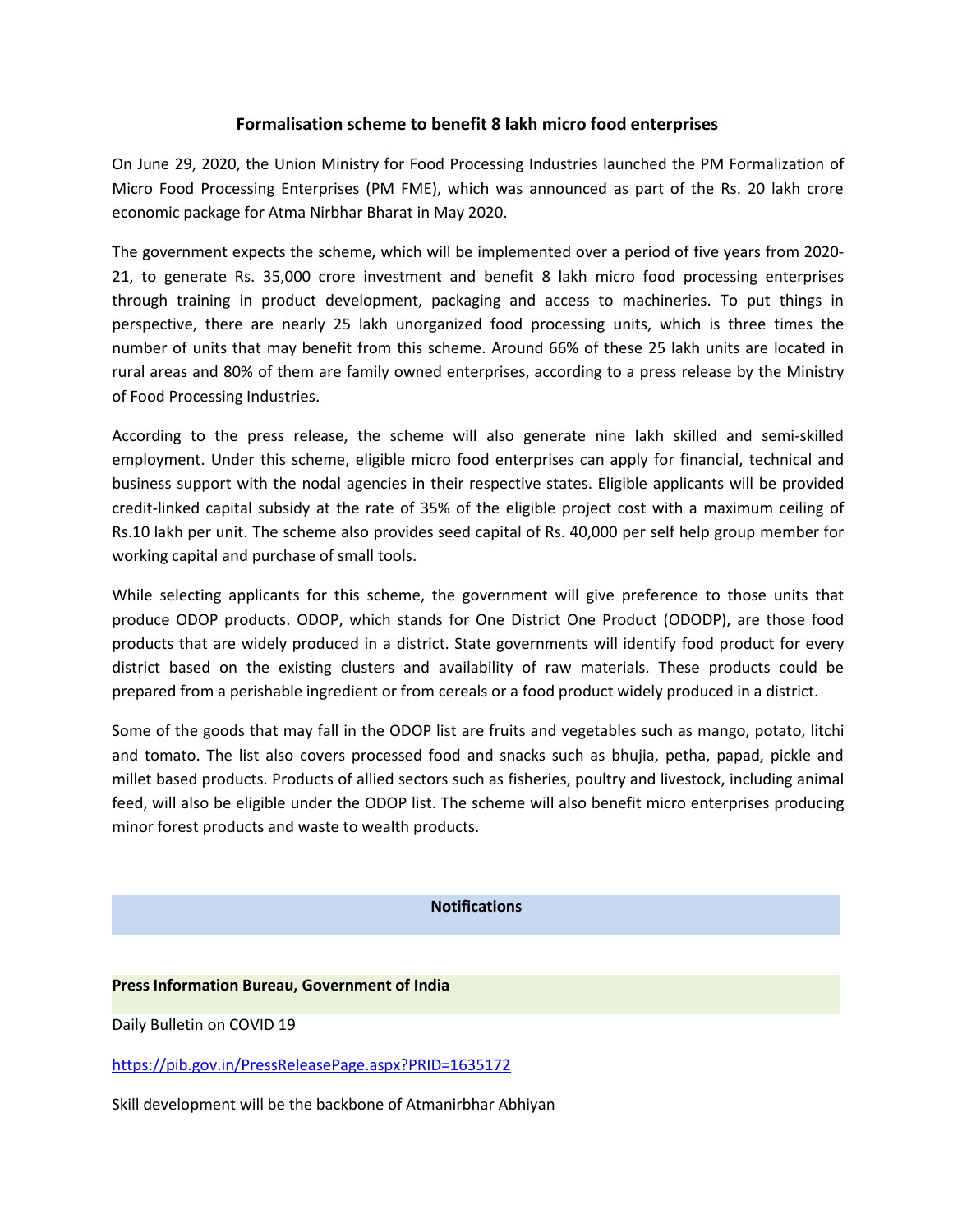## Formalisation scheme to benefit 8 lakh micro food enterprises

On June 29, 2020, the Union Ministry for Food Processing Industries launched the PM Formalization of Micro Food Processing Enterprises (PM FME), which was announced as part of the Rs. 20 lakh crore economic package for Atma Nirbhar Bharat in May 2020.

The government expects the scheme, which will be implemented over a period of five years from 2020-21, to generate Rs. 35,000 crore investment and benefit 8 lakh micro food processing enterprises through training in product development, packaging and access to machineries. To put things in perspective, there are nearly 25 lakh unorganized food processing units, which is three times the number of units that may benefit from this scheme. Around 66% of these 25 lakh units are located in rural areas and 80% of them are family owned enterprises, according to a press release by the Ministry of Food Processing Industries.

According to the press release, the scheme will also generate nine lakh skilled and semi-skilled employment. Under this scheme, eligible micro food enterprises can apply for financial, technical and business support with the nodal agencies in their respective states. Eligible applicants will be provided credit-linked capital subsidy at the rate of 35% of the eligible project cost with a maximum ceiling of Rs.10 lakh per unit. The scheme also provides seed capital of Rs. 40,000 per self help group member for working capital and purchase of small tools.

While selecting applicants for this scheme, the government will give preference to those units that produce ODOP products. ODOP, which stands for One District One Product (ODODP), are those food products that are widely produced in a district. State governments will identify food product for every district based on the existing clusters and availability of raw materials. These products could be prepared from a perishable ingredient or from cereals or a food product widely produced in a district.

Some of the goods that may fall in the ODOP list are fruits and vegetables such as mango, potato, litchi and tomato. The list also covers processed food and snacks such as bhujia, petha, papad, pickle and millet based products. Products of allied sectors such as fisheries, poultry and livestock, including animal feed, will also be eligible under the ODOP list. The scheme will also benefit micro enterprises producing minor forest products and waste to wealth products.

## Notifications

**Press Information Bureau, Government of India**

Daily Bulletin on COVID 19

https://pib.gov.in/PressReleasePage.aspx?PRID=1635172

Skill development will be the backbone of Atmanirbhar Abhiyan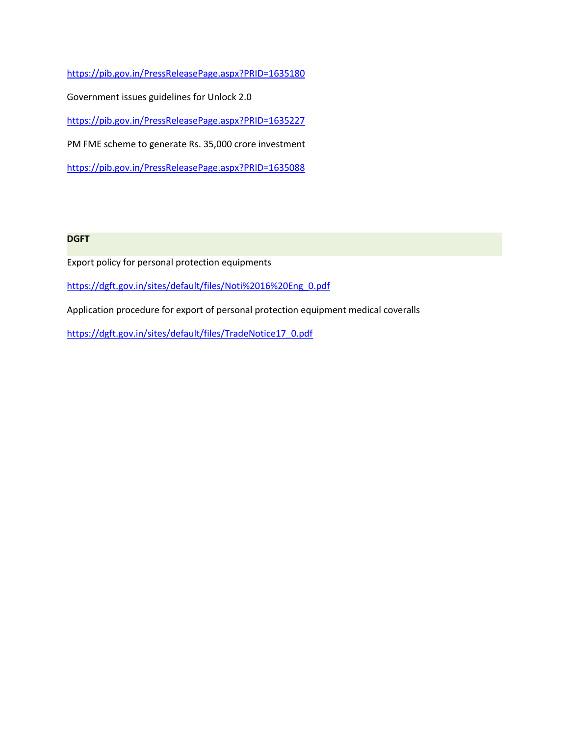https://pib.gov.in/PressReleasePage.aspx?PRID=1635180

Government issues guidelines for Unlock 2.0

https://pib.gov.in/PressReleasePage.aspx?PRID=1635227

PM FME scheme to generate Rs. 35,000 crore investment

https://pib.gov.in/PressReleasePage.aspx?PRID=1635088

**DGFT**

Export policy for personal protection equipments

https://dgft.gov.in/sites/default/files/Noti%2016%20Eng_0.pdf

Application procedure for export of personal protection equipment medical coveralls

https://dgft.gov.in/sites/default/files/TradeNotice17_0.pdf